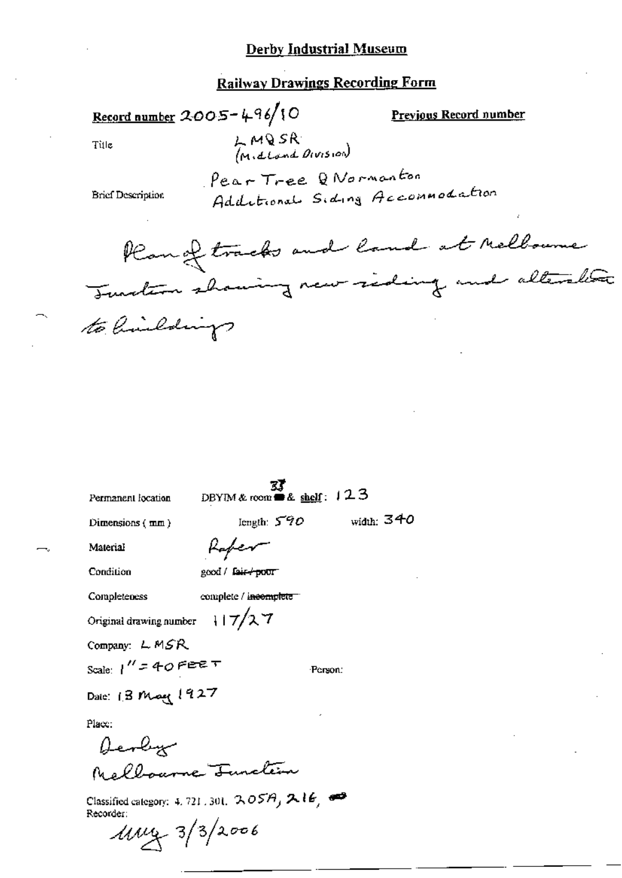# Derby Industrial Museum

## Railway Drawings Recording Form

**Record number** 2005-496/10

**Previous Record number**

Title: LMQSR (Midland Division)

Brief Description: Pear Tree Q Normanton Additional Siding Accommodation

Plan of tracks and land at Melbourne Junction showing new siding and alteration to buildings

Permanent location: DBYIM & room 33 & shelf: 123

Dimensions (mm): length: 590 width: 340

Material: Paper

Condition: good / ~~fair / poor~~

Completeness: complete / ~~incomplete~~

Original drawing number: 117/27

Company: LMSR

Scale: 1" = 40 FEET

Person:

Date: 13 May 1927

Place:

Derby
Melbourne Junction

Classified category: 4.721.301. 205A, 216,

Recorder:

MMG 3/3/2006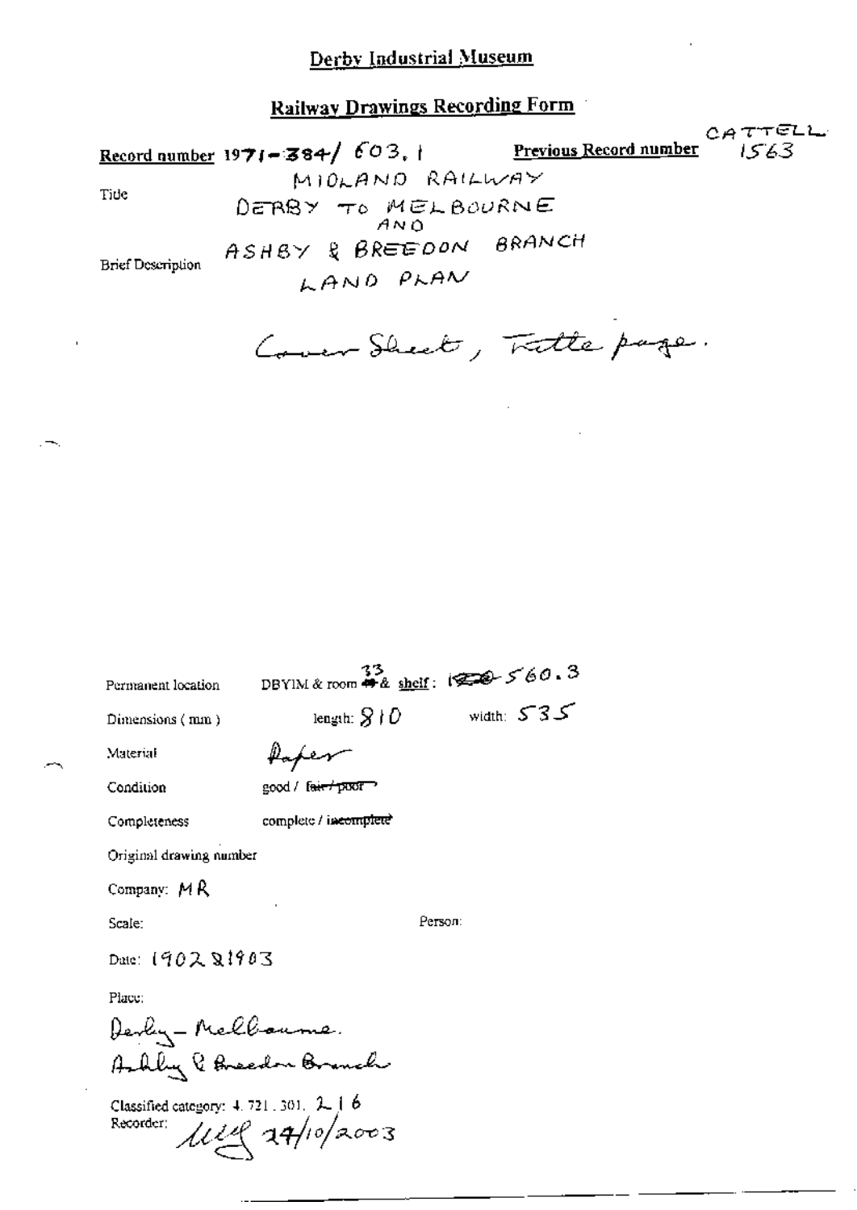# Derby Industrial Museum

## Railway Drawings Recording Form

**Record number** 1971-384/ 603.1 **Previous Record number** CATTELL 1563

Title: MIDLAND RAILWAY DERBY TO MELBOURNE AND ASHBY & BREEDON BRANCH

Brief Description: LAND PLAN

Cover Sheet, Title page.

Permanent location: DBYIM & room 33 & shelf: 560.3

Dimensions (mm): length: 810 width: 535

Material: Paper

Condition: good / ~~fair / poor~~

Completeness: complete / ~~incomplete~~

Original drawing number

Company: MR

Scale:

Person:

Date: 1902 & 1903

Place:

Derby – Melbourne.
Ashby & Breedon Branch

Classified category: 4.721.301. 2 | 6

Recorder: 24/10/2003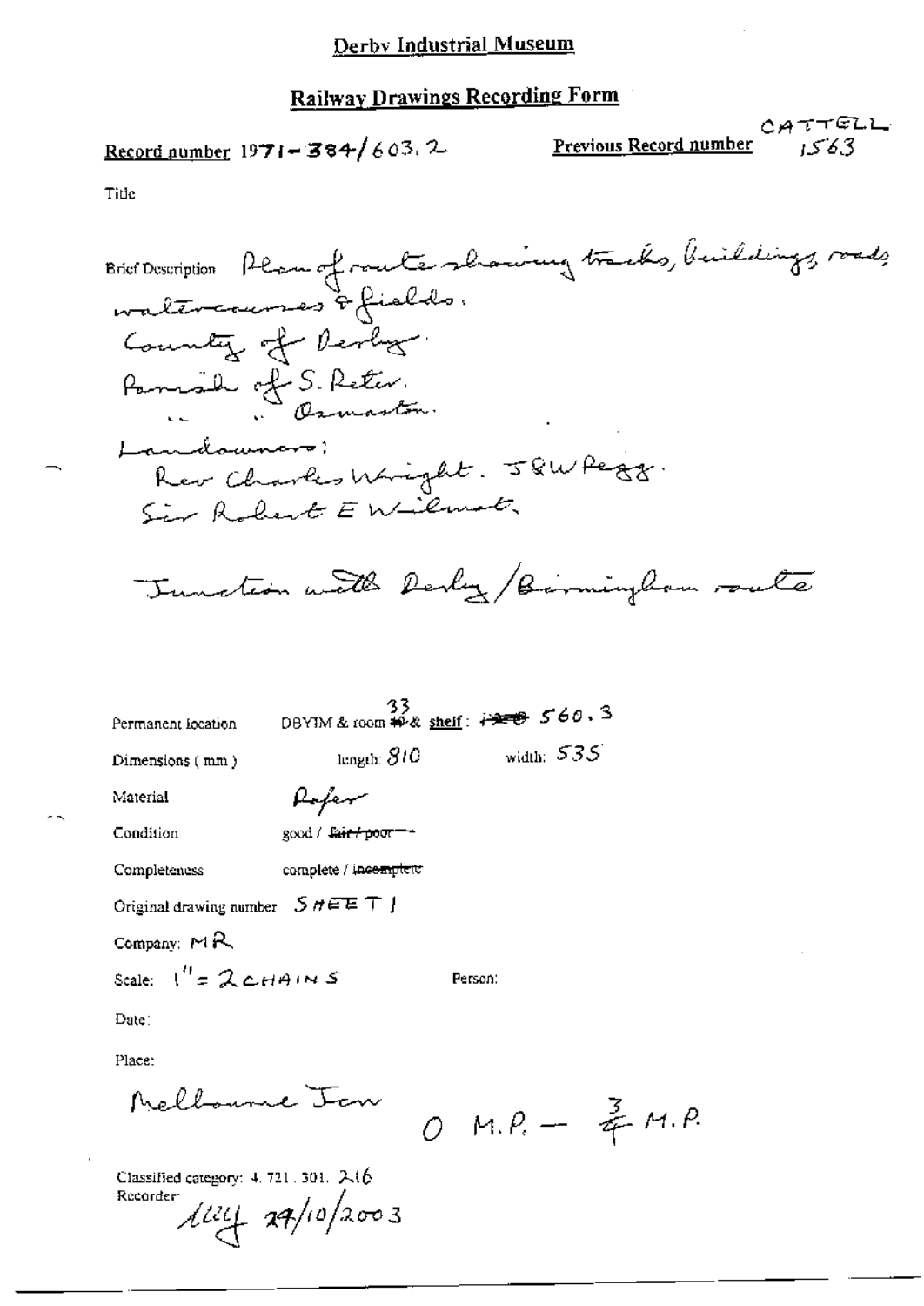# Derby Industrial Museum

## Railway Drawings Recording Form

**Record number** 1971-384/603.2 **Previous Record number** CATTELL 1563

Title

Brief Description Plan of route showing tracks, buildings, roads, watercourses & fields.
County of Derby.
Parish of S. Peter.
" " Osmaston.
Landowners:
Rev Charles Wright. J&W Pegg.
Sir Robert E Wilmot.

Junction with Derby/Birmingham route

Permanent location DBYIM & room 33 & shelf: 560.3

Dimensions (mm) length: 810 width: 535

Material Paper

Condition good / ~~fair / poor~~

Completeness complete / ~~incomplete~~

Original drawing number SHEET 1

Company: MR

Scale: 1" = 2 CHAINS Person:

Date:

Place:

Melbourne Jcn 0 M.P. – ¾ M.P.

Classified category: 4.721.301.2.16

Recorder: 24/10/2003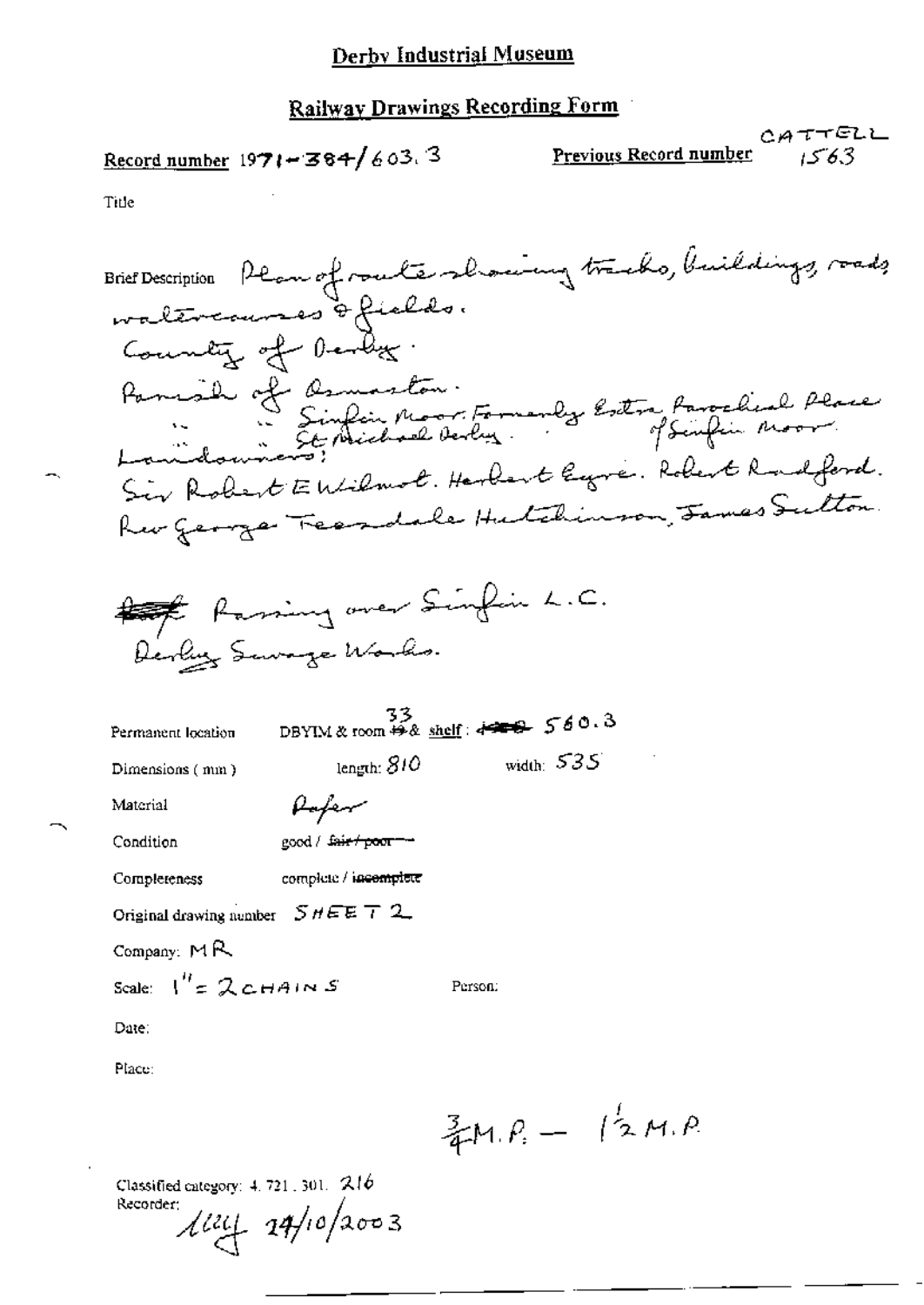# Derby Industrial Museum

## Railway Drawings Recording Form

**Record number** 1971-384/603.3

**Previous Record number** CATTELL 1563

Title

**Brief Description** Plan of route showing tracks, buildings, roads watercourses & fields.
County of Derby.
Parish of Osmaston.
" " Sinfin Moor. Formerly Extra Parochial Place of Sinfin Moor.
" " St Michael Derby.
Landowners:
Sir Robert E Wilmot. Herbert Eyre. Robert Radford.
Rev George Teasdale Hutchinson, James Sutton.

~~Ref~~ Passing over Sinfin L.C.
Derby Sewage Works.

Permanent location: DBYIM & room ~~19~~ 33 & shelf: ~~1200~~ 560.3

Dimensions (mm): length: 810 width: 535

Material: Paper

Condition: good / ~~fair / poor~~

Completeness: complete / ~~incomplete~~

Original drawing number: SHEET 2

Company: MR

Scale: 1" = 2 CHAINS

Person:

Date:

Place:

$\frac{3}{4}$ M.P. — $1\frac{1}{2}$ M.P.

Classified category: 4. 721. 301. 216

Recorder: ALLY 24/10/2003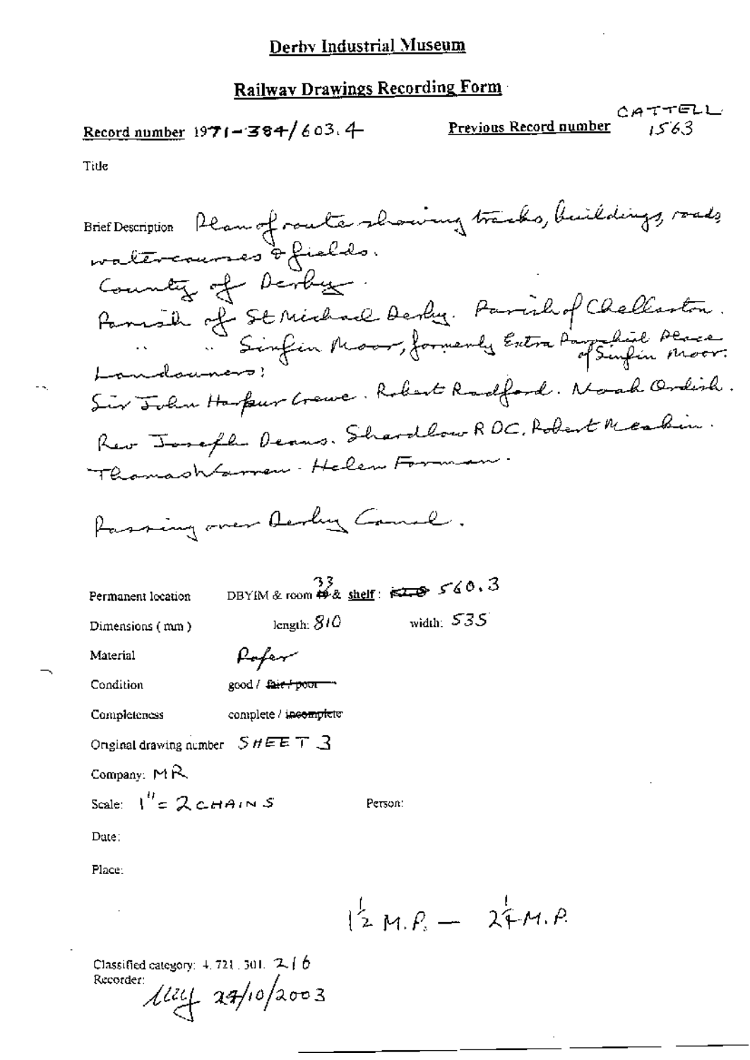# Derby Industrial Museum

## Railway Drawings Recording Form

**Record number** 1971-384/603.4 **Previous Record number** CATTELL 1563

Title

Brief Description Plan of route showing tracks, buildings, roads, watercourses & fields.
County of Derby.
Parish of St Michael Derby. Parish of Chellaston.
" " Sinfin Moor, formerly Extra Parochial Place of Sinfin Moor.
Landowners:
Sir John Harpur Crewe. Robert Radford. Noah Ordish.
Rev Joseph Deans. Shardlow RDC. Robert Meakin.
Thomas Warren. Helen Forman.

Passing over Derby Canal.

Permanent location DBYIM & room 33 & shelf: 560.3

Dimensions (mm) length: 810 width: 535

Material Paper

Condition good / ~~fair / poor~~

Completeness complete / ~~incomplete~~

Original drawing number SHEET 3

Company: MR

Scale: 1" = 2 CHAINS Person:

Date:

Place:

$1\frac{1}{2}$ M.P. — $2\frac{1}{4}$ M.P.

Classified category: 4.721.301. 2/6
Recorder: 24/10/2003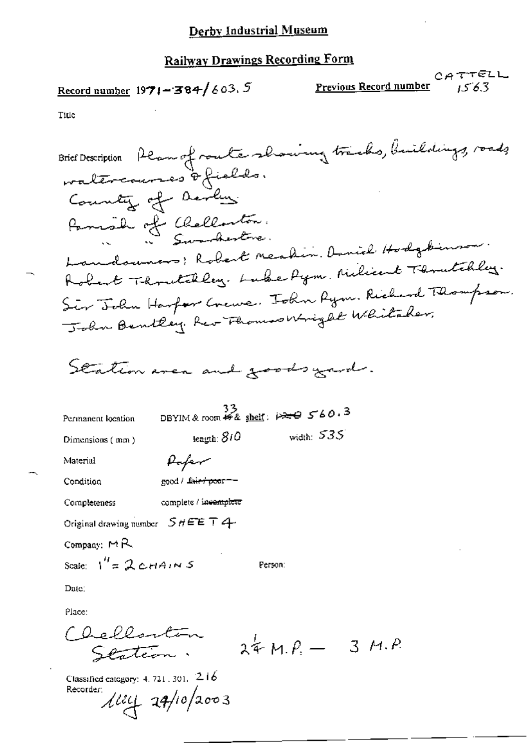# Derby Industrial Museum

## Railway Drawings Recording Form

Record number 1971-384/603.5

Previous Record number CATTELL 1563

Title

Brief Description Plan of route showing tracks, buildings, roads watercourses & fields.
County of Derby
Parish of Chellaston.
" " Swarkestone.
Landowners: Robert Meakin. Daniel Hodgkinson. Robert Thrutchley. Luke Pym. Milicent Thrutchley. Sir John Harpur Crewe. John Pym. Richard Thompson. John Bentley. Rev Thomas Wright Whitaker.

Station area and goods yard.

Permanent location: DBYIM & room ~~49~~ 33 & shelf: ~~12-0~~ 560.3

Dimensions (mm): length: 810 width: 535

Material: Paper

Condition: good / ~~fair / poor~~

Completeness: complete / ~~incomplete~~

Original drawing number: SHEET 4

Company: MR

Scale: 1" = 2 CHAINS

Person:

Date:

Place:

Chellaston Station. $2\frac{1}{4}$ M.P. — 3 M.P.

Classified category: 4. 721. 301. 216

Recorder: MCY 24/10/2003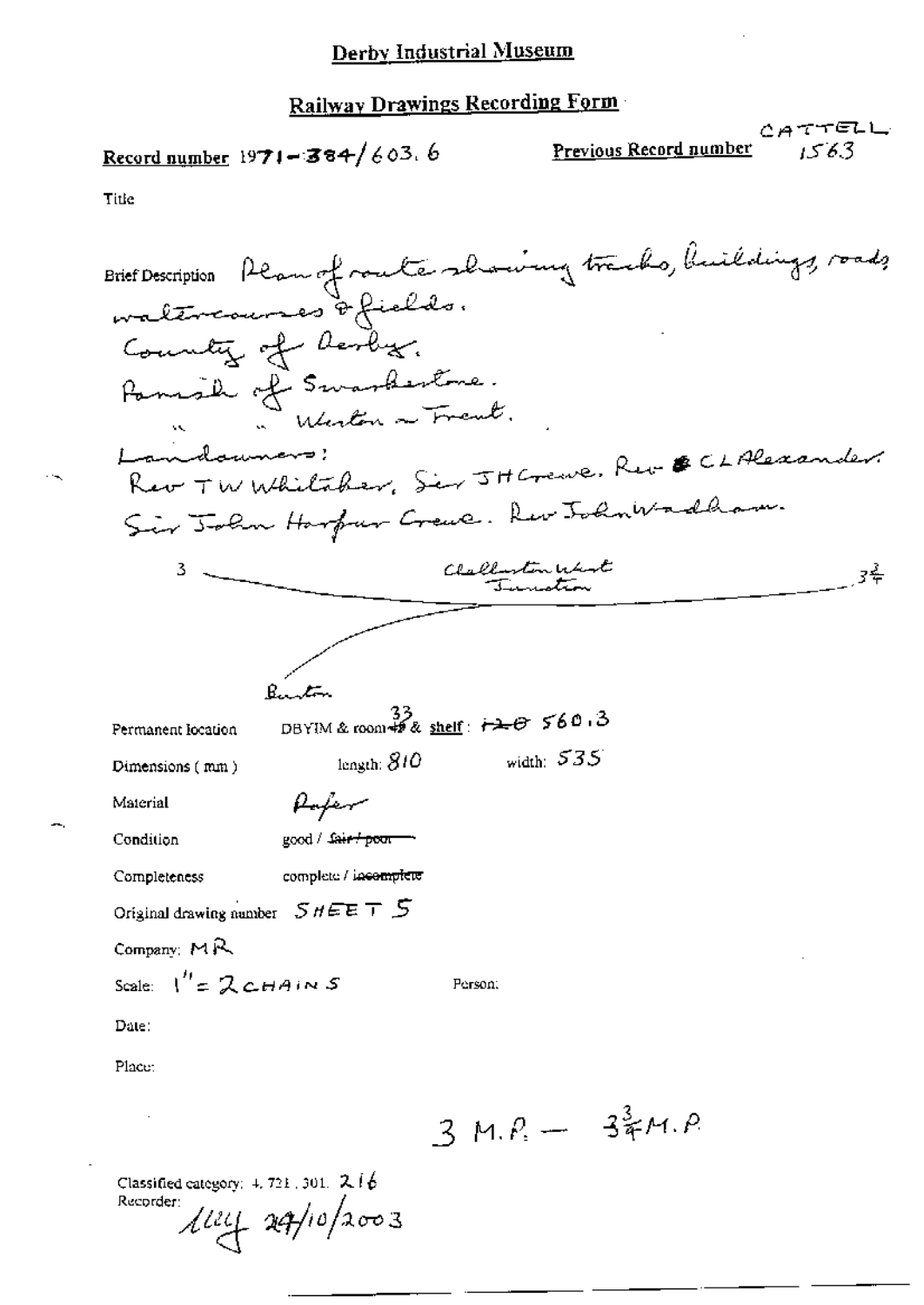# Derby Industrial Museum

## Railway Drawings Recording Form

**Record number** 1971-384/603.6

**Previous Record number** CATTELL 1563

Title

Brief Description Plan of route showing tracks, buildings, roads watercourses & fields.
County of Derby.
Parish of Swarkestone.
" " Weston on Trent.
Landowners:
Rev T W Whitaker, Sir J H Crewe, Rev C L Alexander.
Sir John Harpur Crewe. Rev John Wadham.

3 ——— Chellaston West Junction ——— 3¾

Burton

Permanent location DBYIM & room 33 & shelf : ~~120~~ 560.3

Dimensions ( mm ) length: 810 width: 535

Material Paper

Condition good / ~~fair / poor~~

Completeness complete / ~~incomplete~~

Original drawing number SHEET 5

Company: MR

Scale: 1" = 2 CHAINS

Person:

Date:

Place:

3 M.P. — 3¾ M.P.

Classified category: 4. 721. 301. 216

Recorder: 
lley 24/10/2003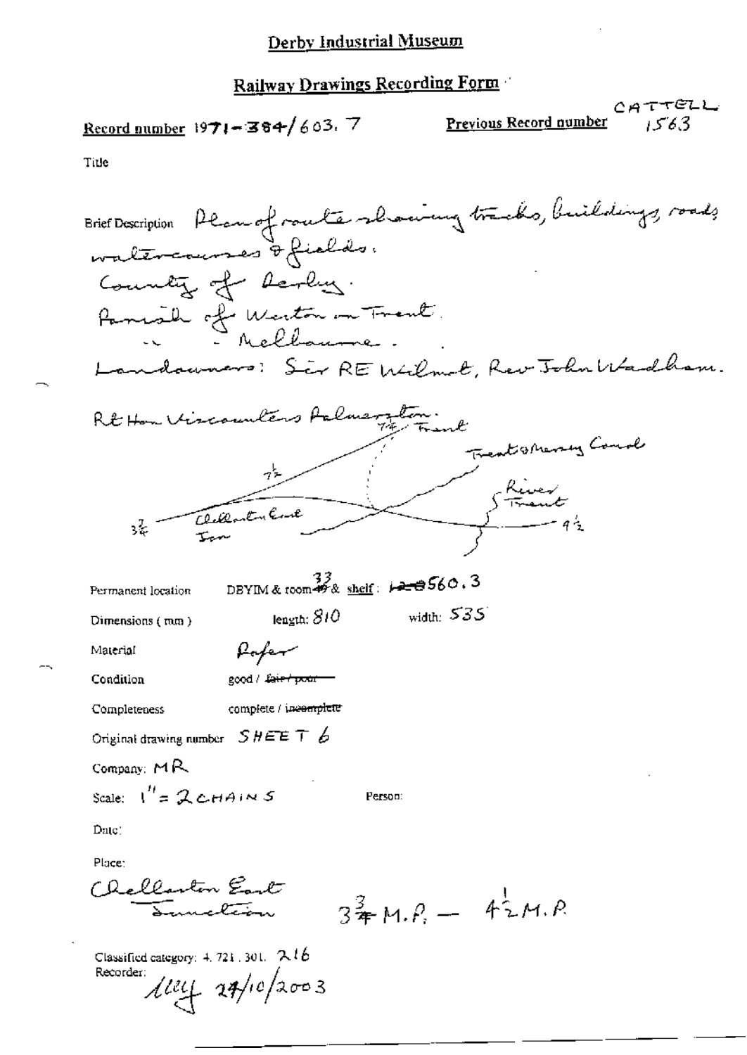Derby Industrial Museum

Railway Drawings Recording Form

Record number 1971-384/603.7

Previous Record number CATTELL 1563

Title

Brief Description Plan of route showing tracks, buildings, roads watercourses & fields.
County of Derby.
Parish of Weston on Trent.
" " Melbourne.
Landowners: Sir RE Wilmot, Rev John Wadham.
Rt Hon Viscountess Palmerston.

7¼ Trent

Trent & Mersey Canal

7½

River Trent

3¾ Chellaston East Jcn

4½

Permanent location DBYIM & room 33 & shelf: 560.3

Dimensions (mm) length: 810 width: 535

Material Paper

Condition good / ~~fair / poor~~

Completeness complete / ~~incomplete~~

Original drawing number SHEET 6

Company: MR

Scale: 1" = 2 CHAINS

Person:

Date:

Place:
Chellaston East Junction $3\frac{3}{4}$ M.P. — $4\frac{1}{2}$ M.P.

Classified category: 4.721.301. 216

Recorder:
24/10/2003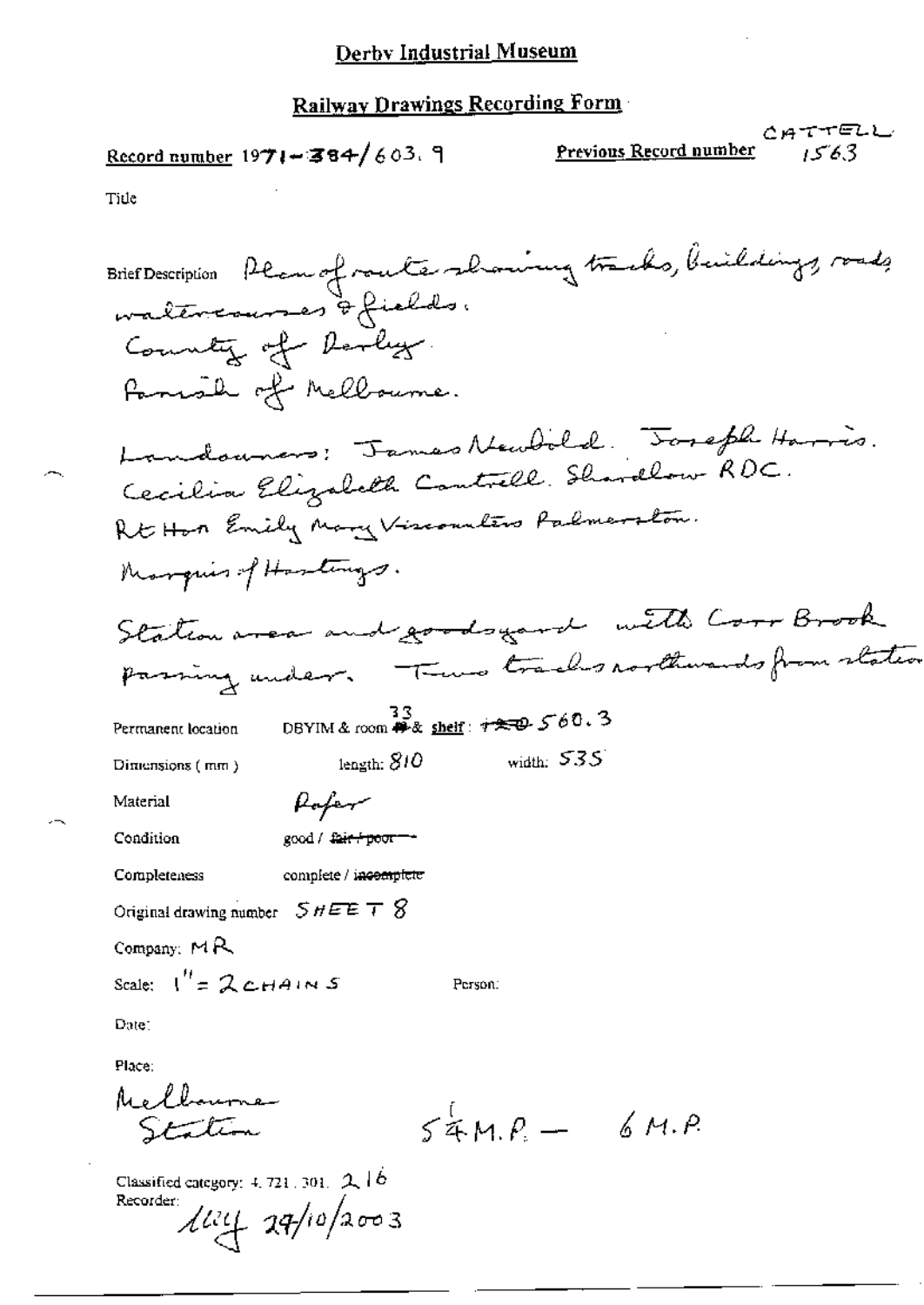# Derby Industrial Museum

## Railway Drawings Recording Form

Record number 1971-~~384~~/603.9

Previous Record number CATTELL 1563

Title

Brief Description Plan of route showing tracks, buildings, roads, watercourses & fields.
County of Derby.
Parish of Melbourne.

Landowners: James Newbold. Joseph Harris.
Cecilia Elizabeth Cantrell. Shardlow RDC.
Rt Hon Emily Mary Viscountess Palmerston.
Marquis of Hastings.

Station area and goods yard with Carr Brook passing under. Two tracks northwards from station

Permanent location DBYIM & room ~~4~~ 33 & shelf: ~~120~~ 560.3

Dimensions (mm) length: 810 width: 535

Material Paper

Condition good / ~~fair / poor~~

Completeness complete / ~~incomplete~~

Original drawing number SHEET 8

Company: MR

Scale: 1" = 2 CHAINS

Person:

Date:

Place:
Melbourne Station

$5\frac{1}{4}$ M.P. — 6 M.P.

Classified category: 4. 721. 301. 2.16

Recorder: ~~~~ 29/10/2003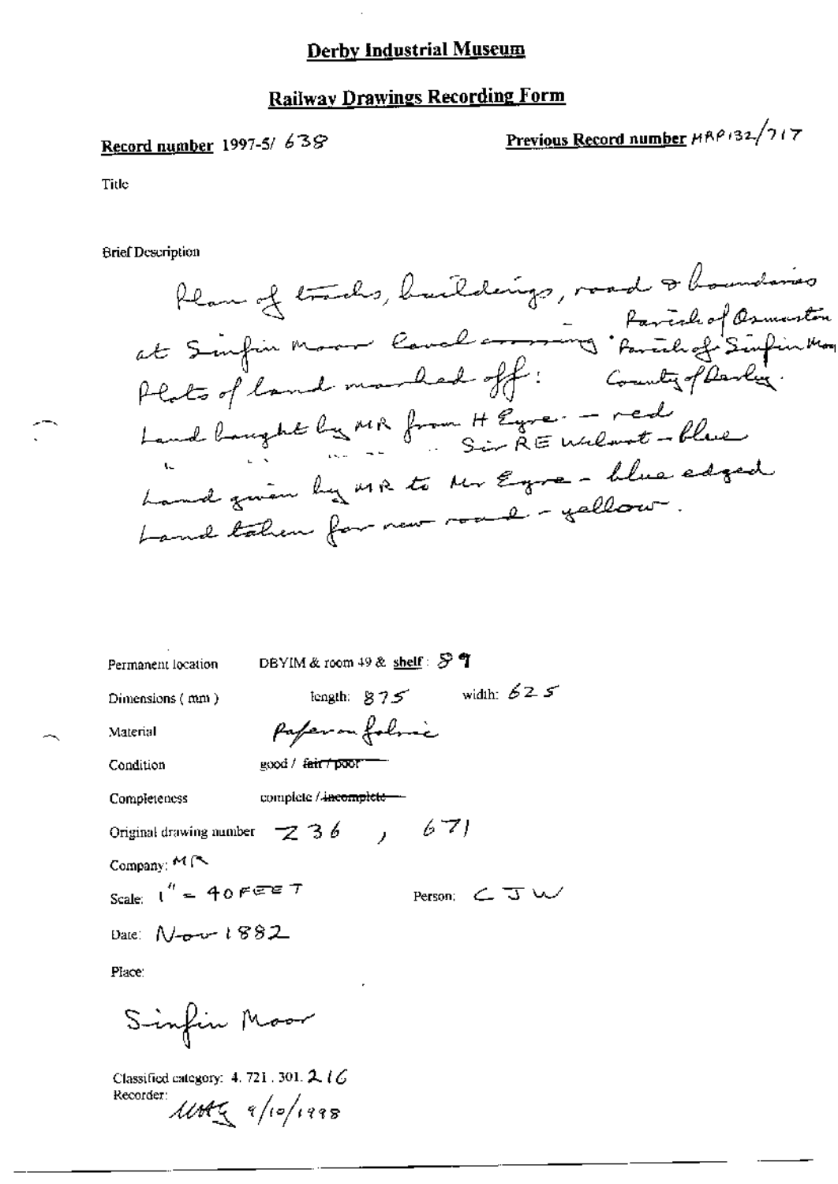# Derby Industrial Museum

## Railway Drawings Recording Form

**Record number** 1997-5/ 638

**Previous Record number** MRP132/717

Title

Brief Description

Plan of tracks, buildings, road & boundaries at Sinfin Moor level crossing - Parish of Osmaston, Parish of Sinfin Moor, County of Derby. Plots of land marked off:
Land bought by MR from H Eyre - red
" " " " Sir RE Wilmot - blue
Land given by MR to Mr Eyre - blue edged
Land taken for new road - yellow.

Permanent location: DBYIM & room 49 & shelf: 59

Dimensions (mm): length: 875 width: 625

Material: Paper on fabric

Condition: good / ~~fair / poor~~

Completeness: complete / ~~incomplete~~

Original drawing number: Z 36, 671

Company: MR

Scale: 1" = 40 FEET

Person: CJW

Date: Nov 1882

Place:

Sinfin Moor

Classified category: 4. 721. 301. 2. 16

Recorder: MAG 9/10/1998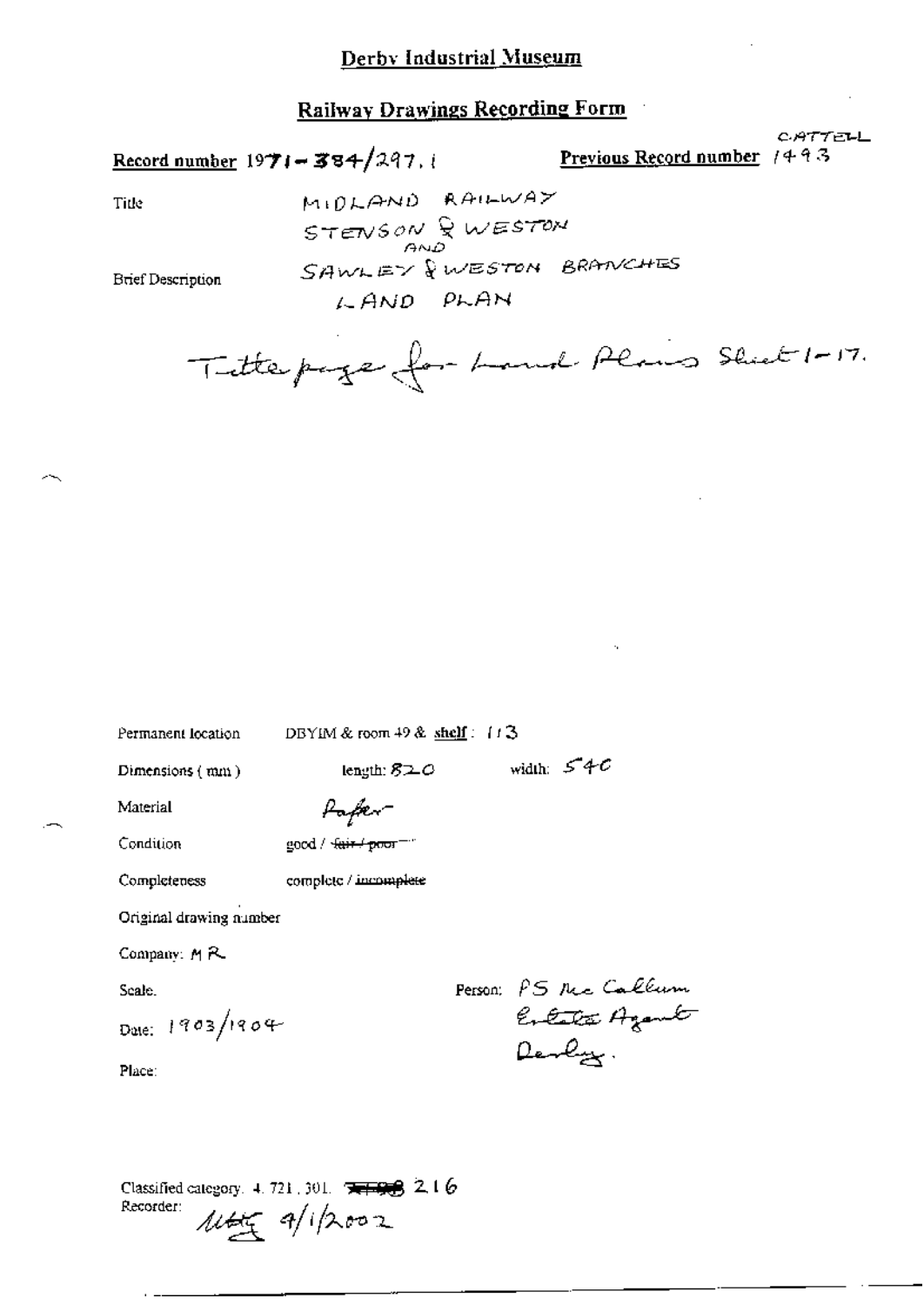# Derby Industrial Museum

## Railway Drawings Recording Form

CATTELL

**Record number** 1971-384/297.1 **Previous Record number** 1493

Title

Brief Description

MIDLAND RAILWAY
STENSON & WESTON
AND
SAWLEY & WESTON BRANCHES
LAND PLAN

Title page for Land Plans Sheet 1-17.

Permanent location DBYIM & room 49 & **shelf**: 113

Dimensions (mm) length: 820 width: 540

Material Paper

Condition good / ~~fair / poor~~

Completeness complete / ~~incomplete~~

Original drawing number

Company: MR

Scale.

Date: 1903/1904

Person: PS McCallum
Estate Agent
Derby.

Place:

Classified category. 4. 721. 301. ~~~~ 2.16
Recorder: 9/1/2002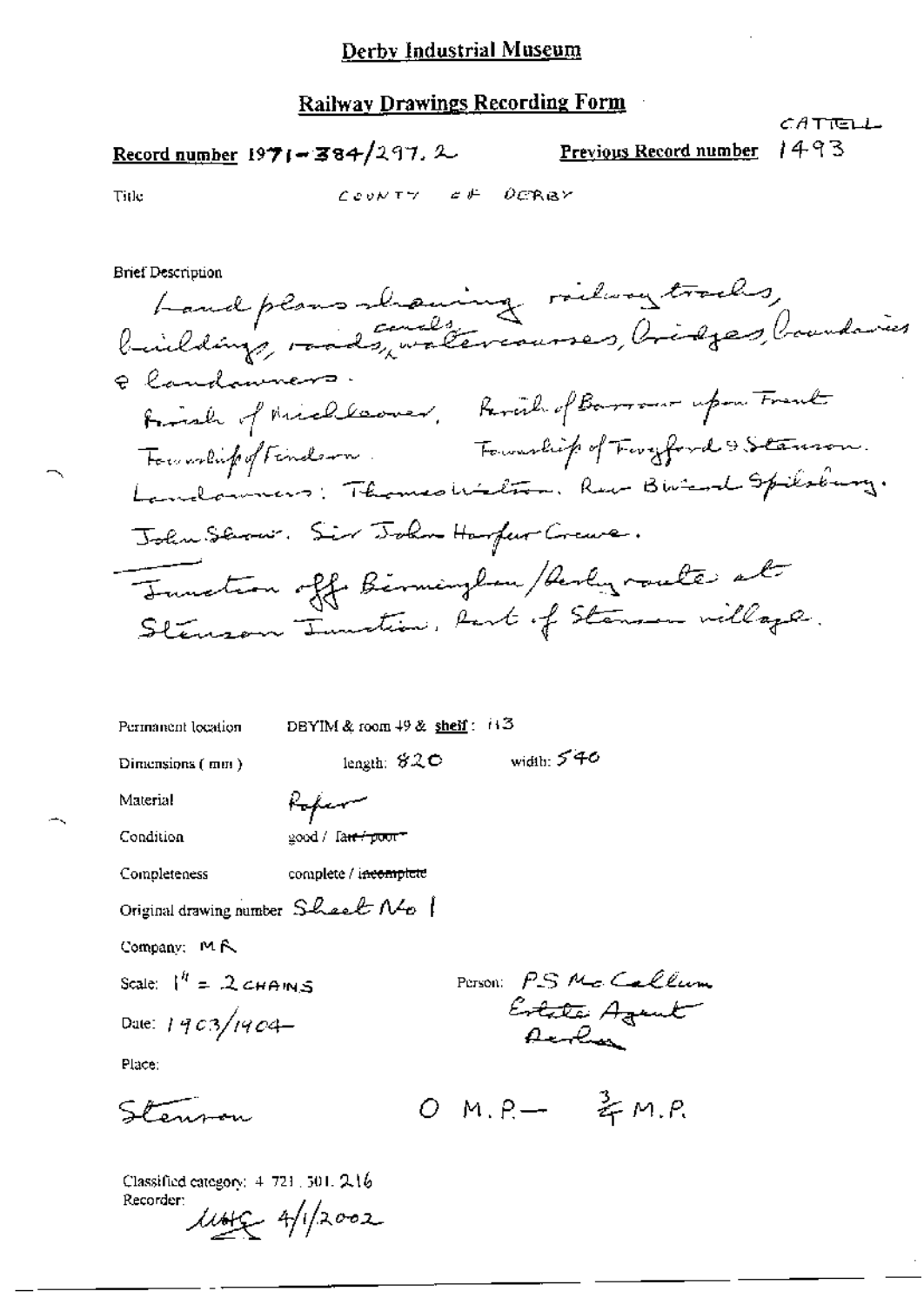# Derby Industrial Museum

## Railway Drawings Recording Form

CATTELL

**Record number** 1971-384/297.2 **Previous Record number** 1493

Title COUNTY OF DERBY

Brief Description

Land plans showing railway tracks, buildings, roads, canals, watercourses, bridges, boundaries & landowners.
Parish of Mickleover. Parish of Barrow upon Trent
Township of Findern. Township of Twyford & Stenson.
Landowners: Thomas Walton. Rev Bruerd Spilsbury.
John Shaw. Sir John Harpur Crewe.
Junction off Birmingham/Derby route at Stenson Junction. Part of Stenson village.

Permanent location DBYIM & room 49 & shelf: 113

Dimensions (mm) length: 820 width: 540

Material Paper

Condition good / ~~fair / poor~~

Completeness complete / ~~incomplete~~

Original drawing number Sheet No 1

Company: MR

Scale: 1" = 2 CHAINS

Person: P.S. McCallum Estate Agent Derby

Date: 1903/1904

Place:

Stenson

0 M.P. — 3/4 M.P.

Classified category: 4.721.301.216

Recorder: MHG 4/1/2002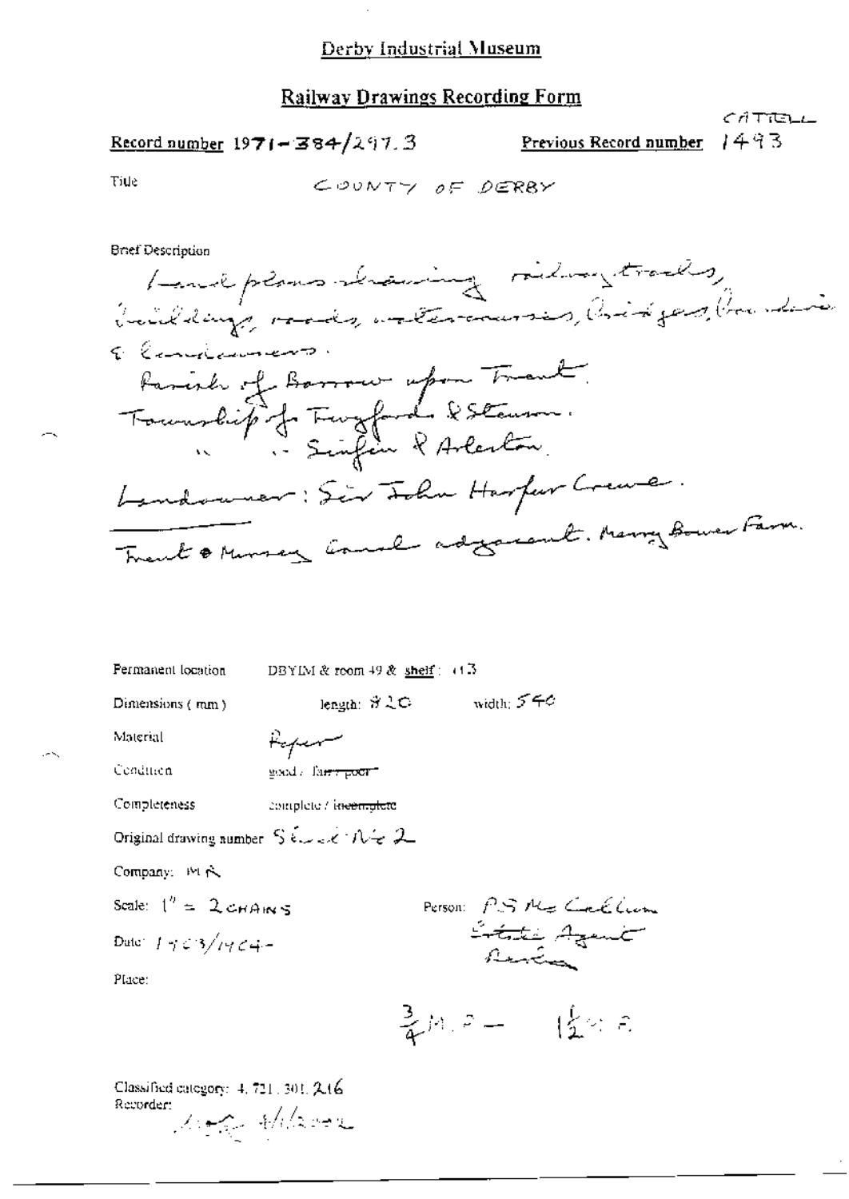# Derby Industrial Museum

## Railway Drawings Recording Form

CATTELL

**Record number** 1971-384/297.3

**Previous Record number** 1493

Title: COUNTY OF DERBY

Brief Description

Land plans showing railway tracks, buildings, roads, watercourses, bridges, boundaries & landowners.
Parish of Barrow upon Trent.
Township of Twyford & Stenson.
" " Swarkestone & Arleston.
Landowner: Sir John Harpur Crewe.
Trent & Mersey Canal adjacent. Merry Bower Farm.

Permanent location: DBYIM & room 49 & shelf: 113

Dimensions (mm): length: 820 width: 540

Material: Paper

Condition: good / ~~fair / poor~~

Completeness: complete / ~~incomplete~~

Original drawing number: Sheet No 2

Company: MR

Scale: 1" = 2 CHAINS

Date: 1903/1904

Person: P.S. McCallum, Estate Agent, Derby

Place:

$\frac{3}{4}$ M.P. — $1\frac{1}{2}$ M.P.

Classified category: 4.721.301.216

Recorder: 4/1/2002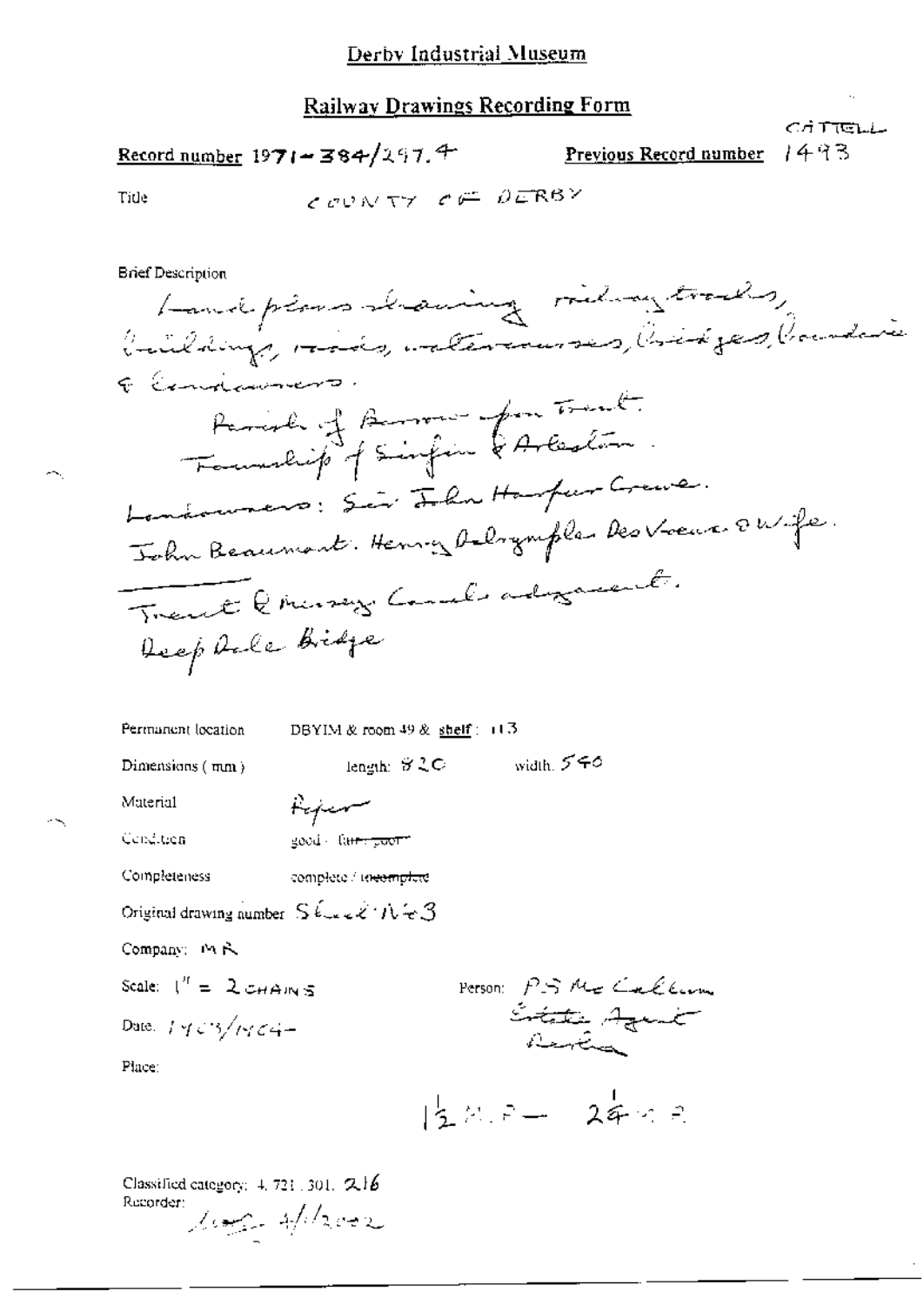Derby Industrial Museum

## Railway Drawings Recording Form

CATTELL

**Record number** 1971-384/297.4 **Previous Record number** 1493

Title COUNTY OF DERBY

Brief Description

Land plans showing railway tracks, buildings, roads, watercourses, bridges, boundaries & landowners.

Parish of Barrow-upon-Trent.

Township of Sinfin & Arleston.

Landowners: Sir John Harpur Crewe.

John Beaumont. Henry Dalrymple Des Voeux & Wife.

Trent & Mersey Canal adjacent.

Deep Dale Bridge

Permanent location DBYIM & room 49 & shelf: 113

Dimensions (mm) length: 820 width: 540

Material Paper

Condition good / ~~fair / poor~~

Completeness complete / ~~incomplete~~

Original drawing number Sheet No 3

Company: MR

Scale: 1" = 2 CHAINS

Date: 1903/1904

Place:

Person: P.S. McCallum Estate Agent Derby

$1\frac{1}{2}$ M.P. — $2\frac{1}{4}$ M.P.

Classified category: 4.721.301.216

Recorder: 4/1/2002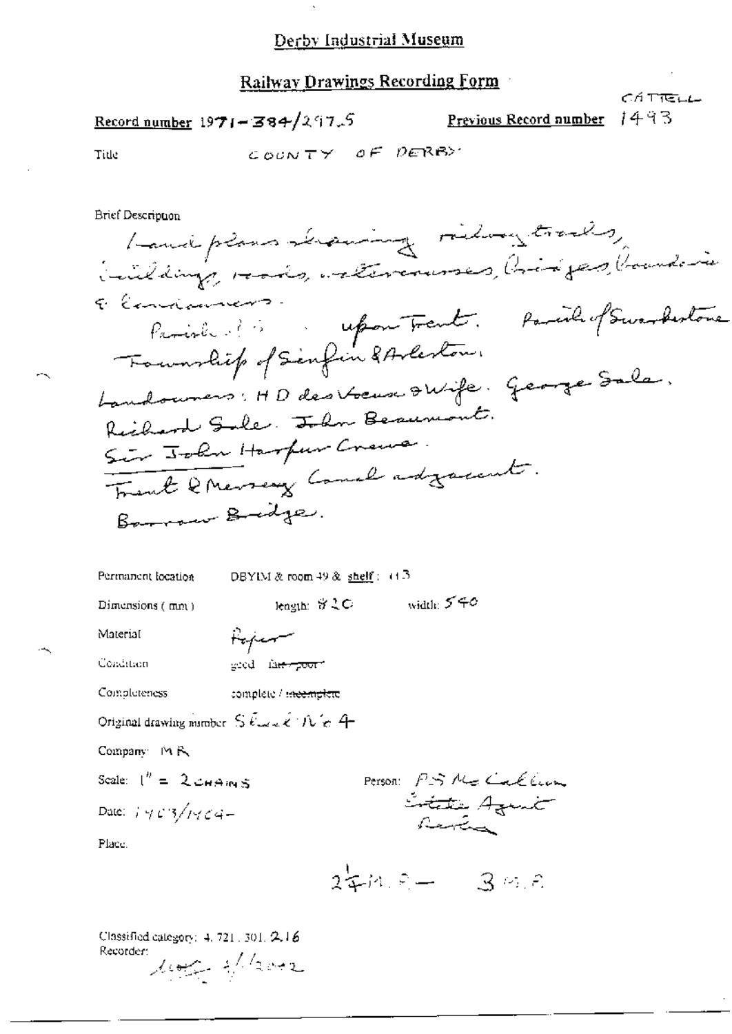# Derby Industrial Museum

## Railway Drawings Recording Form

CATTELL

Record number 1971-384/297.5

Previous Record number 1493

Title: COUNTY OF DERBY

Brief Description

Land plans showing railway tracks, buildings, roads, watercourses, bridges, boundaries & landowners.

Parish of ... upon Trent. Parish of Swarkestone

Township of Sinfin & Arleston.

Landowners: H D des Voeux & Wife. George Sale. Richard Sale. John Beaumont. Sir John Harpur Crewe.

Trent & Mersey Canal adjacent.

Barrow Bridge.

Permanent location: DBYIM & room 49 & shelf: 113

Dimensions (mm): length: 820 width: 540

Material: Paper

Condition: good ~~fair / poor~~

Completeness: complete / ~~incomplete~~

Original drawing number: Sheet No 4

Company: MR

Scale: 1" = 2 CHAINS

Person: P S McCallum Estate Agent Derby

Date: 1903/1904

Place:

2¼ M.P. — 3 M.P.

Classified category: 4.721.301.2.16

Recorder: ... 4/1/2002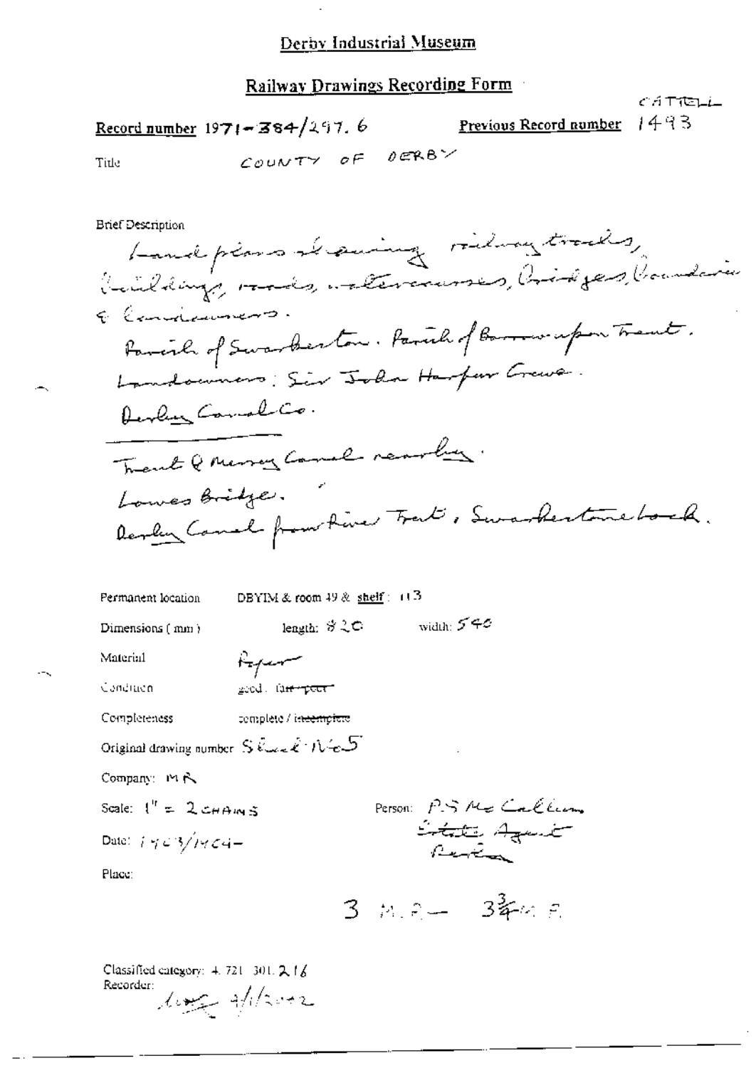# Derby Industrial Museum

## Railway Drawings Recording Form

CATTELL

**Record number** 1971-384/297.6

**Previous Record number** 1493

Title COUNTY OF DERBY

Brief Description

Land plans showing railway tracks, buildings, roads, watercourses, bridges, boundaries & landowners.

Parish of Swarkeston. Parish of Barrow upon Trent.

Landowners: Sir John Harpur Crewe.

Derby Canal Co.

Trent & Mersey Canal nearby.

Lowes Bridge.

Derby Canal from River Trent, Swarkestone Lock.

Permanent location DBYIM & room 49 & shelf: 113

Dimensions (mm) length: 820 width: 540

Material Paper

Condition good. ~~fair / poor~~

Completeness complete / ~~incomplete~~

Original drawing number Sheet No 5

Company: MR

Scale: 1" = 2 CHAINS

Person: P.S. McCallum Estate Agent Derby

Date: 1903/1904-

Place:

3 M.P — 3¾ M.P.

Classified category: 4.721.301.216

Recorder: 4/1/2002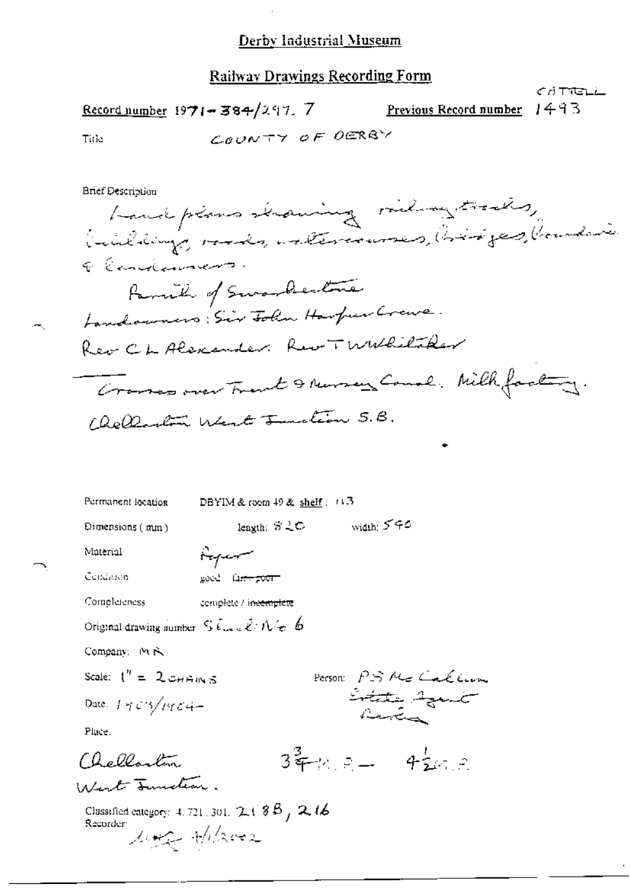# Derby Industrial Museum

## Railway Drawings Recording Form

CATTELL

**Record number** 1971-384/297. 7 **Previous Record number** 1493

Title COUNTY OF DERBY

Brief Description

Land plans showing railway tracks, buildings, roads, watercourses, bridges, boundaries & landowners.

Parish of Swarkestone

Landowners: Sir John Harpur Crewe.

Rev C L Alexander. Rev T W Whitaker

Crosses over Trent & Mersey Canal. Milk factory.

Chellaston West Junction S.B.

Permanent location DBYIM & room 49 & shelf: 113

Dimensions (mm) length: 820 width: 540

Material Paper

Condition good ~~fair / poor~~

Completeness complete / ~~incomplete~~

Original drawing number Sheet No 6

Company: MR

Scale: 1" = 2 CHAINS

Person: P S McCallum Estate Agent Derby

Date. 1903/1904-

Place.

Chellaston West Junction. $3\frac{3}{4}$ M. P. – $4\frac{1}{2}$ M. P.

Classified category: 4. 721. 301. 218B, 216

Recorder: 4/1/2002